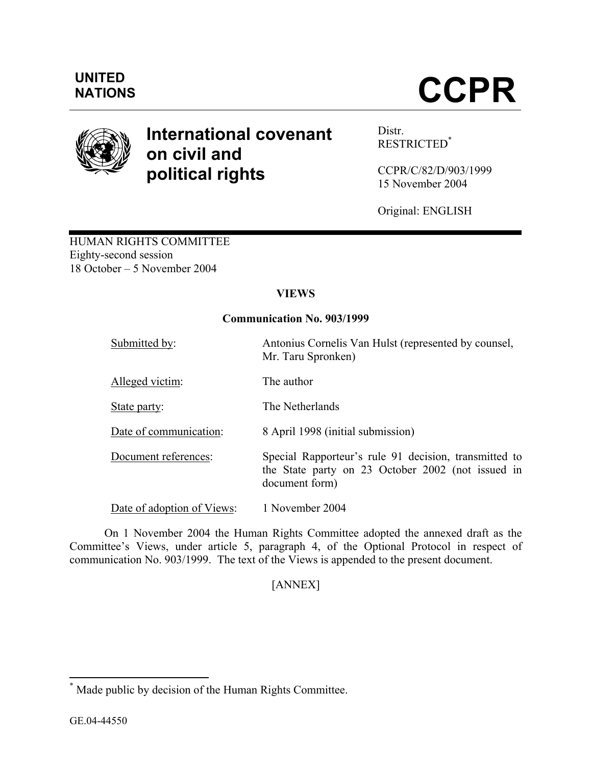UNITED NATIONS

# CCPR

## International covenant on civil and political rights

Distr.
RESTRICTED[*]

CCPR/C/82/D/903/1999
15 November 2004

Original: ENGLISH

HUMAN RIGHTS COMMITTEE
Eighty-second session
18 October – 5 November 2004

**VIEWS**

**Communication No. 903/1999**

| | |
|---|---|
| Submitted by: | Antonius Cornelis Van Hulst (represented by counsel, Mr. Taru Spronken) |
| Alleged victim: | The author |
| State party: | The Netherlands |
| Date of communication: | 8 April 1998 (initial submission) |
| Document references: | Special Rapporteur's rule 91 decision, transmitted to the State party on 23 October 2002 (not issued in document form) |
| Date of adoption of Views: | 1 November 2004 |

On 1 November 2004 the Human Rights Committee adopted the annexed draft as the Committee's Views, under article 5, paragraph 4, of the Optional Protocol in respect of communication No. 903/1999. The text of the Views is appended to the present document.

[ANNEX]

---

[*] Made public by decision of the Human Rights Committee.

GE.04-44550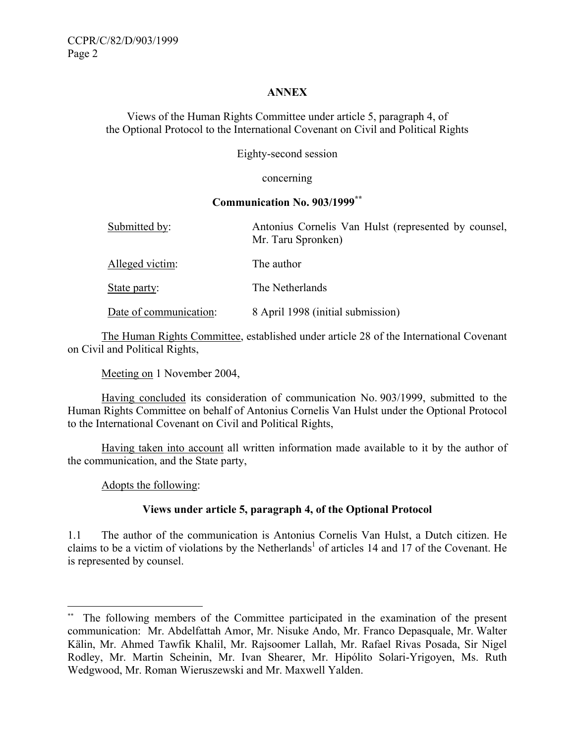**ANNEX**

Views of the Human Rights Committee under article 5, paragraph 4, of the Optional Protocol to the International Covenant on Civil and Political Rights

Eighty-second session

concerning

**Communication No. 903/1999**[**]

| | |
|---|---|
| Submitted by: | Antonius Cornelis Van Hulst (represented by counsel, Mr. Taru Spronken) |
| Alleged victim: | The author |
| State party: | The Netherlands |
| Date of communication: | 8 April 1998 (initial submission) |

The Human Rights Committee, established under article 28 of the International Covenant on Civil and Political Rights,

Meeting on 1 November 2004,

Having concluded its consideration of communication No. 903/1999, submitted to the Human Rights Committee on behalf of Antonius Cornelis Van Hulst under the Optional Protocol to the International Covenant on Civil and Political Rights,

Having taken into account all written information made available to it by the author of the communication, and the State party,

Adopts the following:

**Views under article 5, paragraph 4, of the Optional Protocol**

1.1 The author of the communication is Antonius Cornelis Van Hulst, a Dutch citizen. He claims to be a victim of violations by the Netherlands[1] of articles 14 and 17 of the Covenant. He is represented by counsel.

---

[**] The following members of the Committee participated in the examination of the present communication: Mr. Abdelfattah Amor, Mr. Nisuke Ando, Mr. Franco Depasquale, Mr. Walter Kälin, Mr. Ahmed Tawfik Khalil, Mr. Rajsoomer Lallah, Mr. Rafael Rivas Posada, Sir Nigel Rodley, Mr. Martin Scheinin, Mr. Ivan Shearer, Mr. Hipólito Solari-Yrigoyen, Ms. Ruth Wedgwood, Mr. Roman Wieruszewski and Mr. Maxwell Yalden.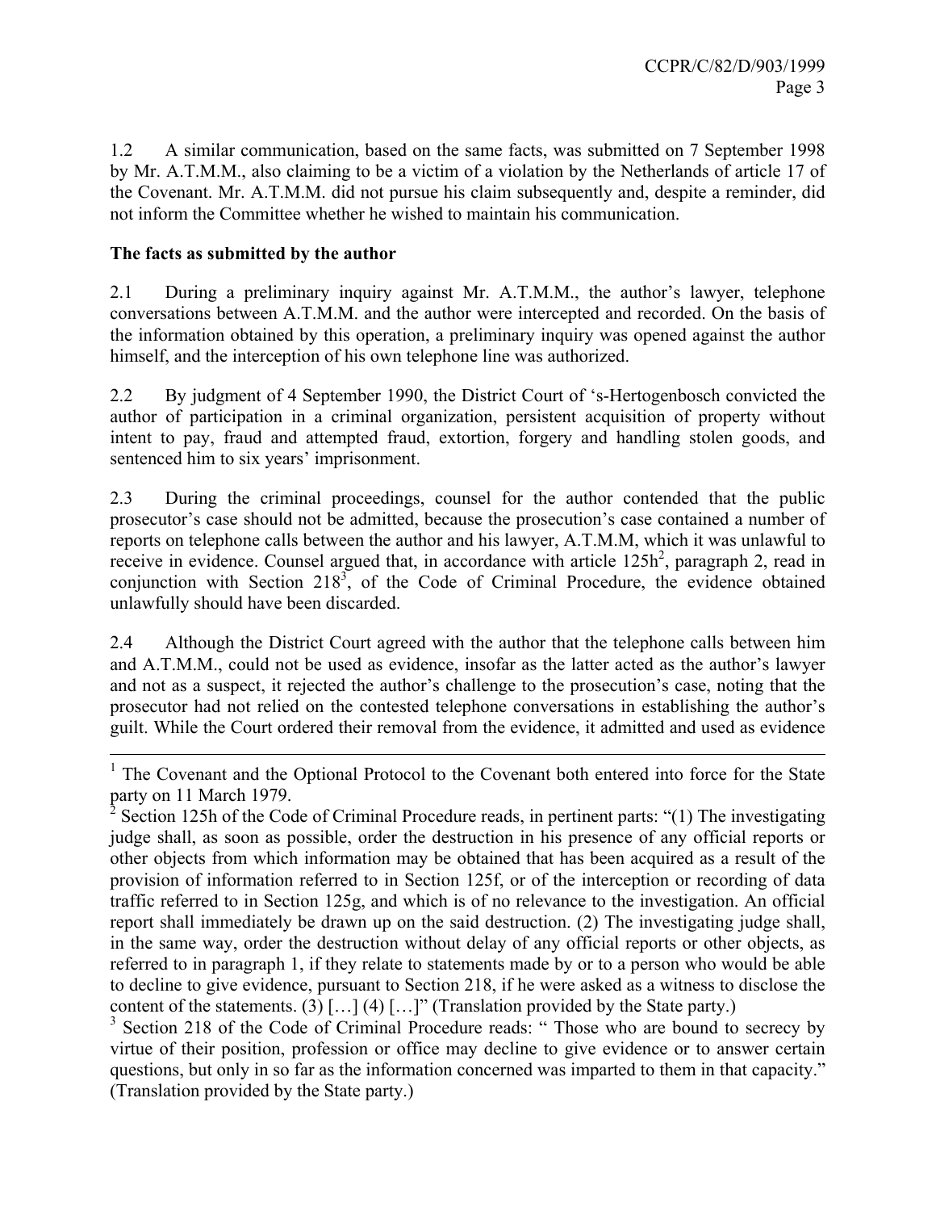1.2 A similar communication, based on the same facts, was submitted on 7 September 1998 by Mr. A.T.M.M., also claiming to be a victim of a violation by the Netherlands of article 17 of the Covenant. Mr. A.T.M.M. did not pursue his claim subsequently and, despite a reminder, did not inform the Committee whether he wished to maintain his communication.

**The facts as submitted by the author**

2.1 During a preliminary inquiry against Mr. A.T.M.M., the author's lawyer, telephone conversations between A.T.M.M. and the author were intercepted and recorded. On the basis of the information obtained by this operation, a preliminary inquiry was opened against the author himself, and the interception of his own telephone line was authorized.

2.2 By judgment of 4 September 1990, the District Court of 's-Hertogenbosch convicted the author of participation in a criminal organization, persistent acquisition of property without intent to pay, fraud and attempted fraud, extortion, forgery and handling stolen goods, and sentenced him to six years' imprisonment.

2.3 During the criminal proceedings, counsel for the author contended that the public prosecutor's case should not be admitted, because the prosecution's case contained a number of reports on telephone calls between the author and his lawyer, A.T.M.M, which it was unlawful to receive in evidence. Counsel argued that, in accordance with article 125h[2], paragraph 2, read in conjunction with Section 218[3], of the Code of Criminal Procedure, the evidence obtained unlawfully should have been discarded.

2.4 Although the District Court agreed with the author that the telephone calls between him and A.T.M.M., could not be used as evidence, insofar as the latter acted as the author's lawyer and not as a suspect, it rejected the author's challenge to the prosecution's case, noting that the prosecutor had not relied on the contested telephone conversations in establishing the author's guilt. While the Court ordered their removal from the evidence, it admitted and used as evidence

---

[1] The Covenant and the Optional Protocol to the Covenant both entered into force for the State party on 11 March 1979.

[2] Section 125h of the Code of Criminal Procedure reads, in pertinent parts: "(1) The investigating judge shall, as soon as possible, order the destruction in his presence of any official reports or other objects from which information may be obtained that has been acquired as a result of the provision of information referred to in Section 125f, or of the interception or recording of data traffic referred to in Section 125g, and which is of no relevance to the investigation. An official report shall immediately be drawn up on the said destruction. (2) The investigating judge shall, in the same way, order the destruction without delay of any official reports or other objects, as referred to in paragraph 1, if they relate to statements made by or to a person who would be able to decline to give evidence, pursuant to Section 218, if he were asked as a witness to disclose the content of the statements. (3) […] (4) […]" (Translation provided by the State party.)

[3] Section 218 of the Code of Criminal Procedure reads: " Those who are bound to secrecy by virtue of their position, profession or office may decline to give evidence or to answer certain questions, but only in so far as the information concerned was imparted to them in that capacity." (Translation provided by the State party.)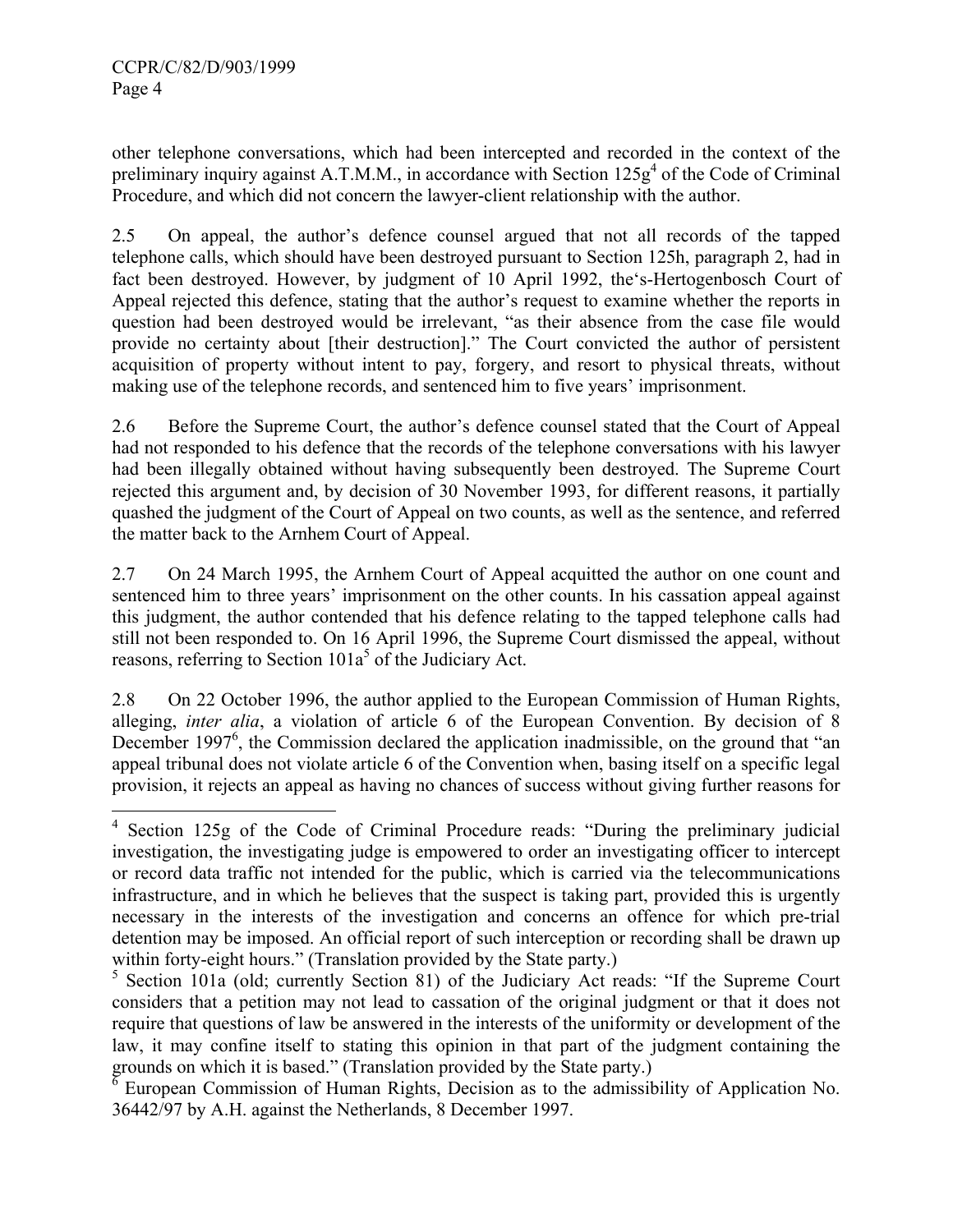other telephone conversations, which had been intercepted and recorded in the context of the preliminary inquiry against A.T.M.M., in accordance with Section 125g[4] of the Code of Criminal Procedure, and which did not concern the lawyer-client relationship with the author.

2.5 On appeal, the author's defence counsel argued that not all records of the tapped telephone calls, which should have been destroyed pursuant to Section 125h, paragraph 2, had in fact been destroyed. However, by judgment of 10 April 1992, the's-Hertogenbosch Court of Appeal rejected this defence, stating that the author's request to examine whether the reports in question had been destroyed would be irrelevant, "as their absence from the case file would provide no certainty about [their destruction]." The Court convicted the author of persistent acquisition of property without intent to pay, forgery, and resort to physical threats, without making use of the telephone records, and sentenced him to five years' imprisonment.

2.6 Before the Supreme Court, the author's defence counsel stated that the Court of Appeal had not responded to his defence that the records of the telephone conversations with his lawyer had been illegally obtained without having subsequently been destroyed. The Supreme Court rejected this argument and, by decision of 30 November 1993, for different reasons, it partially quashed the judgment of the Court of Appeal on two counts, as well as the sentence, and referred the matter back to the Arnhem Court of Appeal.

2.7 On 24 March 1995, the Arnhem Court of Appeal acquitted the author on one count and sentenced him to three years' imprisonment on the other counts. In his cassation appeal against this judgment, the author contended that his defence relating to the tapped telephone calls had still not been responded to. On 16 April 1996, the Supreme Court dismissed the appeal, without reasons, referring to Section 101a[5] of the Judiciary Act.

2.8 On 22 October 1996, the author applied to the European Commission of Human Rights, alleging, *inter alia*, a violation of article 6 of the European Convention. By decision of 8 December 1997[6], the Commission declared the application inadmissible, on the ground that "an appeal tribunal does not violate article 6 of the Convention when, basing itself on a specific legal provision, it rejects an appeal as having no chances of success without giving further reasons for

---

[4] Section 125g of the Code of Criminal Procedure reads: "During the preliminary judicial investigation, the investigating judge is empowered to order an investigating officer to intercept or record data traffic not intended for the public, which is carried via the telecommunications infrastructure, and in which he believes that the suspect is taking part, provided this is urgently necessary in the interests of the investigation and concerns an offence for which pre-trial detention may be imposed. An official report of such interception or recording shall be drawn up within forty-eight hours." (Translation provided by the State party.)

[5] Section 101a (old; currently Section 81) of the Judiciary Act reads: "If the Supreme Court considers that a petition may not lead to cassation of the original judgment or that it does not require that questions of law be answered in the interests of the uniformity or development of the law, it may confine itself to stating this opinion in that part of the judgment containing the grounds on which it is based." (Translation provided by the State party.)

[6] European Commission of Human Rights, Decision as to the admissibility of Application No. 36442/97 by A.H. against the Netherlands, 8 December 1997.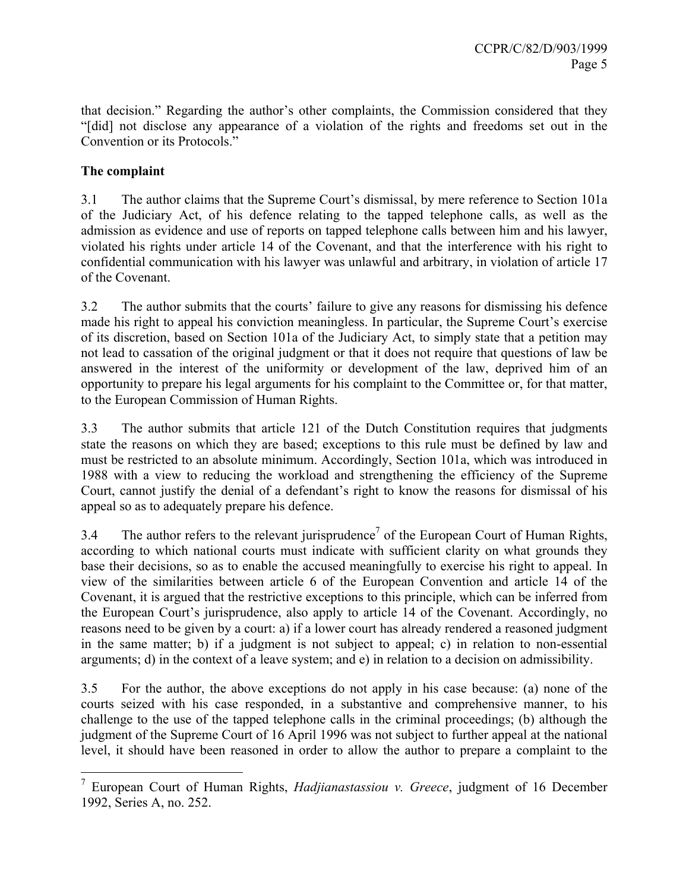that decision." Regarding the author's other complaints, the Commission considered that they "[did] not disclose any appearance of a violation of the rights and freedoms set out in the Convention or its Protocols."

**The complaint**

3.1 The author claims that the Supreme Court's dismissal, by mere reference to Section 101a of the Judiciary Act, of his defence relating to the tapped telephone calls, as well as the admission as evidence and use of reports on tapped telephone calls between him and his lawyer, violated his rights under article 14 of the Covenant, and that the interference with his right to confidential communication with his lawyer was unlawful and arbitrary, in violation of article 17 of the Covenant.

3.2 The author submits that the courts' failure to give any reasons for dismissing his defence made his right to appeal his conviction meaningless. In particular, the Supreme Court's exercise of its discretion, based on Section 101a of the Judiciary Act, to simply state that a petition may not lead to cassation of the original judgment or that it does not require that questions of law be answered in the interest of the uniformity or development of the law, deprived him of an opportunity to prepare his legal arguments for his complaint to the Committee or, for that matter, to the European Commission of Human Rights.

3.3 The author submits that article 121 of the Dutch Constitution requires that judgments state the reasons on which they are based; exceptions to this rule must be defined by law and must be restricted to an absolute minimum. Accordingly, Section 101a, which was introduced in 1988 with a view to reducing the workload and strengthening the efficiency of the Supreme Court, cannot justify the denial of a defendant's right to know the reasons for dismissal of his appeal so as to adequately prepare his defence.

3.4 The author refers to the relevant jurisprudence[7] of the European Court of Human Rights, according to which national courts must indicate with sufficient clarity on what grounds they base their decisions, so as to enable the accused meaningfully to exercise his right to appeal. In view of the similarities between article 6 of the European Convention and article 14 of the Covenant, it is argued that the restrictive exceptions to this principle, which can be inferred from the European Court's jurisprudence, also apply to article 14 of the Covenant. Accordingly, no reasons need to be given by a court: a) if a lower court has already rendered a reasoned judgment in the same matter; b) if a judgment is not subject to appeal; c) in relation to non-essential arguments; d) in the context of a leave system; and e) in relation to a decision on admissibility.

3.5 For the author, the above exceptions do not apply in his case because: (a) none of the courts seized with his case responded, in a substantive and comprehensive manner, to his challenge to the use of the tapped telephone calls in the criminal proceedings; (b) although the judgment of the Supreme Court of 16 April 1996 was not subject to further appeal at the national level, it should have been reasoned in order to allow the author to prepare a complaint to the

---

[7] European Court of Human Rights, *Hadjianastassiou v. Greece*, judgment of 16 December 1992, Series A, no. 252.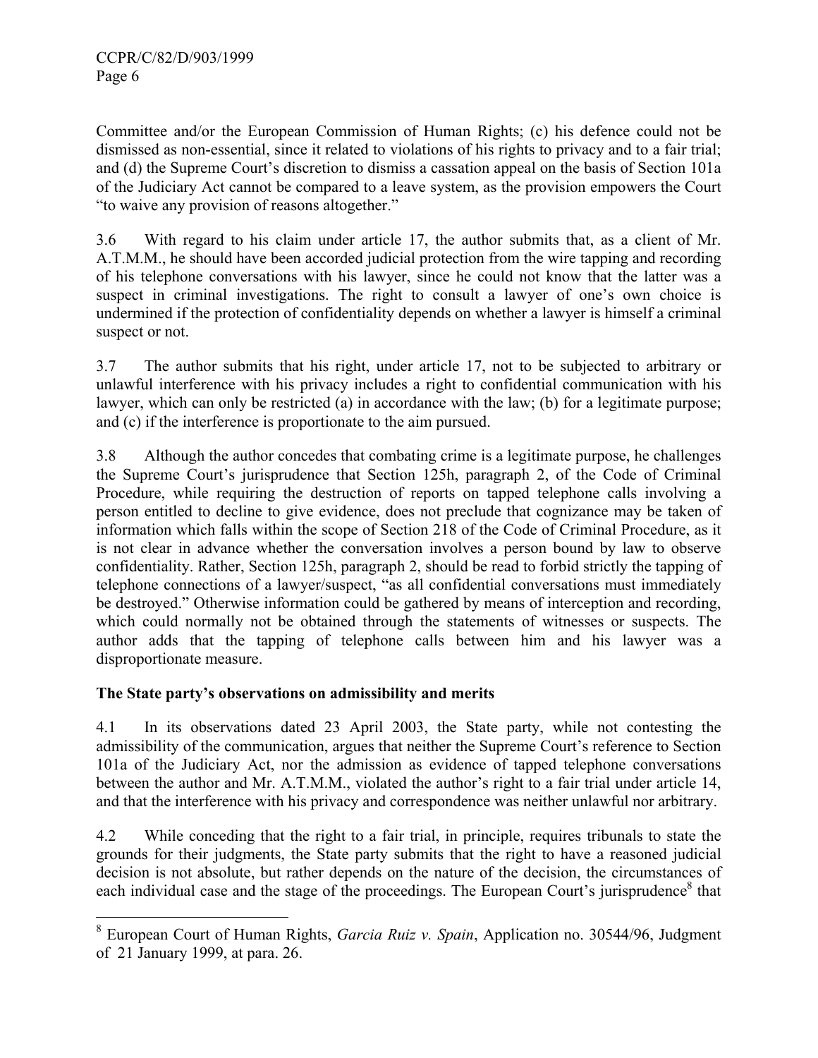Committee and/or the European Commission of Human Rights; (c) his defence could not be dismissed as non-essential, since it related to violations of his rights to privacy and to a fair trial; and (d) the Supreme Court's discretion to dismiss a cassation appeal on the basis of Section 101a of the Judiciary Act cannot be compared to a leave system, as the provision empowers the Court "to waive any provision of reasons altogether."

3.6 With regard to his claim under article 17, the author submits that, as a client of Mr. A.T.M.M., he should have been accorded judicial protection from the wire tapping and recording of his telephone conversations with his lawyer, since he could not know that the latter was a suspect in criminal investigations. The right to consult a lawyer of one's own choice is undermined if the protection of confidentiality depends on whether a lawyer is himself a criminal suspect or not.

3.7 The author submits that his right, under article 17, not to be subjected to arbitrary or unlawful interference with his privacy includes a right to confidential communication with his lawyer, which can only be restricted (a) in accordance with the law; (b) for a legitimate purpose; and (c) if the interference is proportionate to the aim pursued.

3.8 Although the author concedes that combating crime is a legitimate purpose, he challenges the Supreme Court's jurisprudence that Section 125h, paragraph 2, of the Code of Criminal Procedure, while requiring the destruction of reports on tapped telephone calls involving a person entitled to decline to give evidence, does not preclude that cognizance may be taken of information which falls within the scope of Section 218 of the Code of Criminal Procedure, as it is not clear in advance whether the conversation involves a person bound by law to observe confidentiality. Rather, Section 125h, paragraph 2, should be read to forbid strictly the tapping of telephone connections of a lawyer/suspect, "as all confidential conversations must immediately be destroyed." Otherwise information could be gathered by means of interception and recording, which could normally not be obtained through the statements of witnesses or suspects. The author adds that the tapping of telephone calls between him and his lawyer was a disproportionate measure.

## The State party's observations on admissibility and merits

4.1 In its observations dated 23 April 2003, the State party, while not contesting the admissibility of the communication, argues that neither the Supreme Court's reference to Section 101a of the Judiciary Act, nor the admission as evidence of tapped telephone conversations between the author and Mr. A.T.M.M., violated the author's right to a fair trial under article 14, and that the interference with his privacy and correspondence was neither unlawful nor arbitrary.

4.2 While conceding that the right to a fair trial, in principle, requires tribunals to state the grounds for their judgments, the State party submits that the right to have a reasoned judicial decision is not absolute, but rather depends on the nature of the decision, the circumstances of each individual case and the stage of the proceedings. The European Court's jurisprudence[8] that

---

[8] European Court of Human Rights, *Garcia Ruiz v. Spain*, Application no. 30544/96, Judgment of 21 January 1999, at para. 26.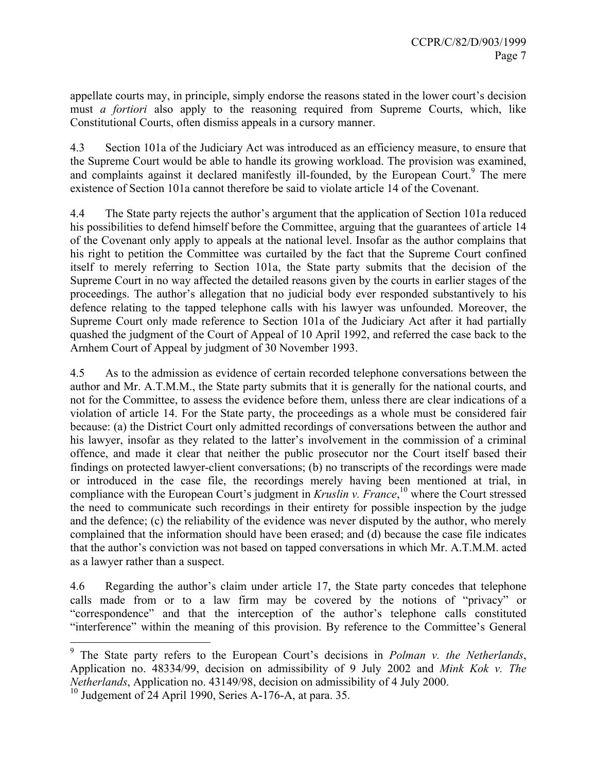appellate courts may, in principle, simply endorse the reasons stated in the lower court's decision must *a fortiori* also apply to the reasoning required from Supreme Courts, which, like Constitutional Courts, often dismiss appeals in a cursory manner.

4.3 Section 101a of the Judiciary Act was introduced as an efficiency measure, to ensure that the Supreme Court would be able to handle its growing workload. The provision was examined, and complaints against it declared manifestly ill-founded, by the European Court.[9] The mere existence of Section 101a cannot therefore be said to violate article 14 of the Covenant.

4.4 The State party rejects the author's argument that the application of Section 101a reduced his possibilities to defend himself before the Committee, arguing that the guarantees of article 14 of the Covenant only apply to appeals at the national level. Insofar as the author complains that his right to petition the Committee was curtailed by the fact that the Supreme Court confined itself to merely referring to Section 101a, the State party submits that the decision of the Supreme Court in no way affected the detailed reasons given by the courts in earlier stages of the proceedings. The author's allegation that no judicial body ever responded substantively to his defence relating to the tapped telephone calls with his lawyer was unfounded. Moreover, the Supreme Court only made reference to Section 101a of the Judiciary Act after it had partially quashed the judgment of the Court of Appeal of 10 April 1992, and referred the case back to the Arnhem Court of Appeal by judgment of 30 November 1993.

4.5 As to the admission as evidence of certain recorded telephone conversations between the author and Mr. A.T.M.M., the State party submits that it is generally for the national courts, and not for the Committee, to assess the evidence before them, unless there are clear indications of a violation of article 14. For the State party, the proceedings as a whole must be considered fair because: (a) the District Court only admitted recordings of conversations between the author and his lawyer, insofar as they related to the latter's involvement in the commission of a criminal offence, and made it clear that neither the public prosecutor nor the Court itself based their findings on protected lawyer-client conversations; (b) no transcripts of the recordings were made or introduced in the case file, the recordings merely having been mentioned at trial, in compliance with the European Court's judgment in *Kruslin v. France*,[10] where the Court stressed the need to communicate such recordings in their entirety for possible inspection by the judge and the defence; (c) the reliability of the evidence was never disputed by the author, who merely complained that the information should have been erased; and (d) because the case file indicates that the author's conviction was not based on tapped conversations in which Mr. A.T.M.M. acted as a lawyer rather than a suspect.

4.6 Regarding the author's claim under article 17, the State party concedes that telephone calls made from or to a law firm may be covered by the notions of "privacy" or "correspondence" and that the interception of the author's telephone calls constituted "interference" within the meaning of this provision. By reference to the Committee's General

---

[9] The State party refers to the European Court's decisions in *Polman v. the Netherlands*, Application no. 48334/99, decision on admissibility of 9 July 2002 and *Mink Kok v. The Netherlands*, Application no. 43149/98, decision on admissibility of 4 July 2000.

[10] Judgement of 24 April 1990, Series A-176-A, at para. 35.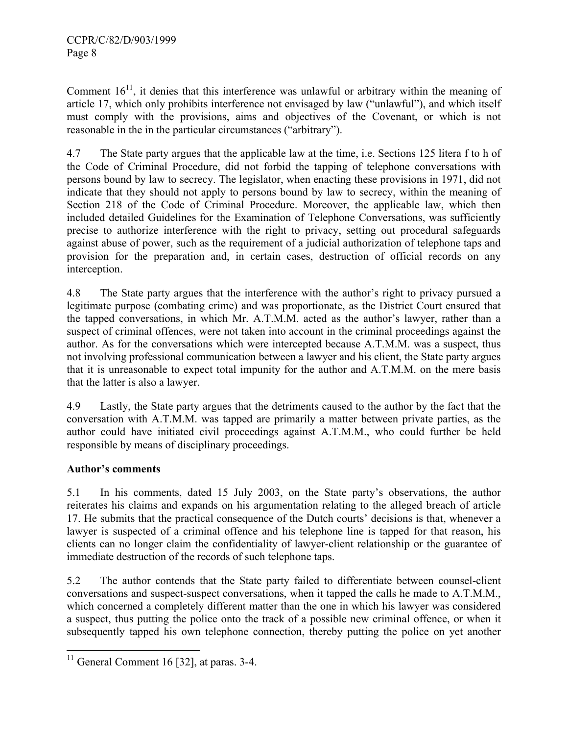Comment 16[11], it denies that this interference was unlawful or arbitrary within the meaning of article 17, which only prohibits interference not envisaged by law ("unlawful"), and which itself must comply with the provisions, aims and objectives of the Covenant, or which is not reasonable in the in the particular circumstances ("arbitrary").

4.7 The State party argues that the applicable law at the time, i.e. Sections 125 litera f to h of the Code of Criminal Procedure, did not forbid the tapping of telephone conversations with persons bound by law to secrecy. The legislator, when enacting these provisions in 1971, did not indicate that they should not apply to persons bound by law to secrecy, within the meaning of Section 218 of the Code of Criminal Procedure. Moreover, the applicable law, which then included detailed Guidelines for the Examination of Telephone Conversations, was sufficiently precise to authorize interference with the right to privacy, setting out procedural safeguards against abuse of power, such as the requirement of a judicial authorization of telephone taps and provision for the preparation and, in certain cases, destruction of official records on any interception.

4.8 The State party argues that the interference with the author's right to privacy pursued a legitimate purpose (combating crime) and was proportionate, as the District Court ensured that the tapped conversations, in which Mr. A.T.M.M. acted as the author's lawyer, rather than a suspect of criminal offences, were not taken into account in the criminal proceedings against the author. As for the conversations which were intercepted because A.T.M.M. was a suspect, thus not involving professional communication between a lawyer and his client, the State party argues that it is unreasonable to expect total impunity for the author and A.T.M.M. on the mere basis that the latter is also a lawyer.

4.9 Lastly, the State party argues that the detriments caused to the author by the fact that the conversation with A.T.M.M. was tapped are primarily a matter between private parties, as the author could have initiated civil proceedings against A.T.M.M., who could further be held responsible by means of disciplinary proceedings.

**Author's comments**

5.1 In his comments, dated 15 July 2003, on the State party's observations, the author reiterates his claims and expands on his argumentation relating to the alleged breach of article 17. He submits that the practical consequence of the Dutch courts' decisions is that, whenever a lawyer is suspected of a criminal offence and his telephone line is tapped for that reason, his clients can no longer claim the confidentiality of lawyer-client relationship or the guarantee of immediate destruction of the records of such telephone taps.

5.2 The author contends that the State party failed to differentiate between counsel-client conversations and suspect-suspect conversations, when it tapped the calls he made to A.T.M.M., which concerned a completely different matter than the one in which his lawyer was considered a suspect, thus putting the police onto the track of a possible new criminal offence, or when it subsequently tapped his own telephone connection, thereby putting the police on yet another

[11] General Comment 16 [32], at paras. 3-4.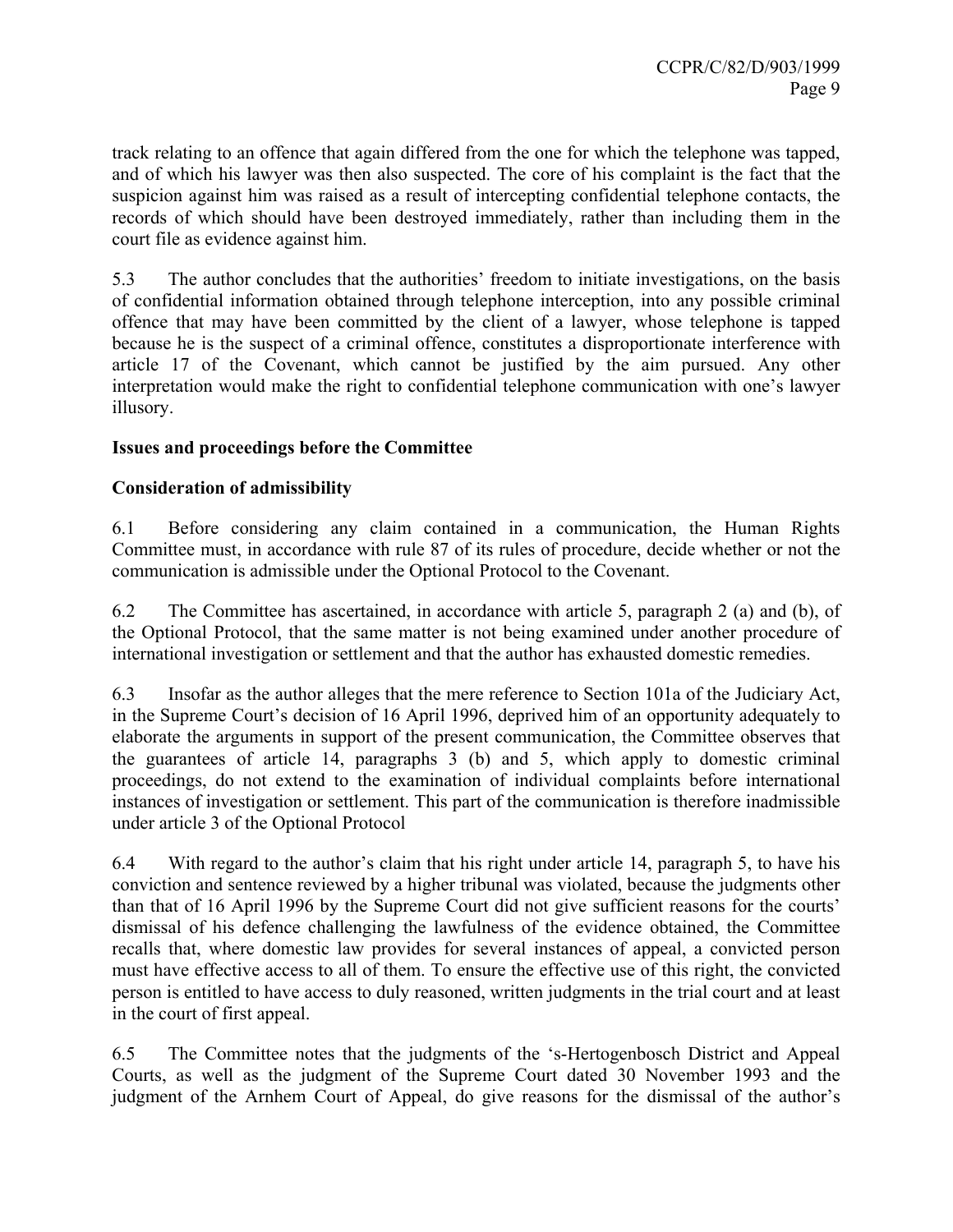track relating to an offence that again differed from the one for which the telephone was tapped, and of which his lawyer was then also suspected. The core of his complaint is the fact that the suspicion against him was raised as a result of intercepting confidential telephone contacts, the records of which should have been destroyed immediately, rather than including them in the court file as evidence against him.

5.3 The author concludes that the authorities' freedom to initiate investigations, on the basis of confidential information obtained through telephone interception, into any possible criminal offence that may have been committed by the client of a lawyer, whose telephone is tapped because he is the suspect of a criminal offence, constitutes a disproportionate interference with article 17 of the Covenant, which cannot be justified by the aim pursued. Any other interpretation would make the right to confidential telephone communication with one's lawyer illusory.

**Issues and proceedings before the Committee**

**Consideration of admissibility**

6.1 Before considering any claim contained in a communication, the Human Rights Committee must, in accordance with rule 87 of its rules of procedure, decide whether or not the communication is admissible under the Optional Protocol to the Covenant.

6.2 The Committee has ascertained, in accordance with article 5, paragraph 2 (a) and (b), of the Optional Protocol, that the same matter is not being examined under another procedure of international investigation or settlement and that the author has exhausted domestic remedies.

6.3 Insofar as the author alleges that the mere reference to Section 101a of the Judiciary Act, in the Supreme Court's decision of 16 April 1996, deprived him of an opportunity adequately to elaborate the arguments in support of the present communication, the Committee observes that the guarantees of article 14, paragraphs 3 (b) and 5, which apply to domestic criminal proceedings, do not extend to the examination of individual complaints before international instances of investigation or settlement. This part of the communication is therefore inadmissible under article 3 of the Optional Protocol

6.4 With regard to the author's claim that his right under article 14, paragraph 5, to have his conviction and sentence reviewed by a higher tribunal was violated, because the judgments other than that of 16 April 1996 by the Supreme Court did not give sufficient reasons for the courts' dismissal of his defence challenging the lawfulness of the evidence obtained, the Committee recalls that, where domestic law provides for several instances of appeal, a convicted person must have effective access to all of them. To ensure the effective use of this right, the convicted person is entitled to have access to duly reasoned, written judgments in the trial court and at least in the court of first appeal.

6.5 The Committee notes that the judgments of the 's-Hertogenbosch District and Appeal Courts, as well as the judgment of the Supreme Court dated 30 November 1993 and the judgment of the Arnhem Court of Appeal, do give reasons for the dismissal of the author's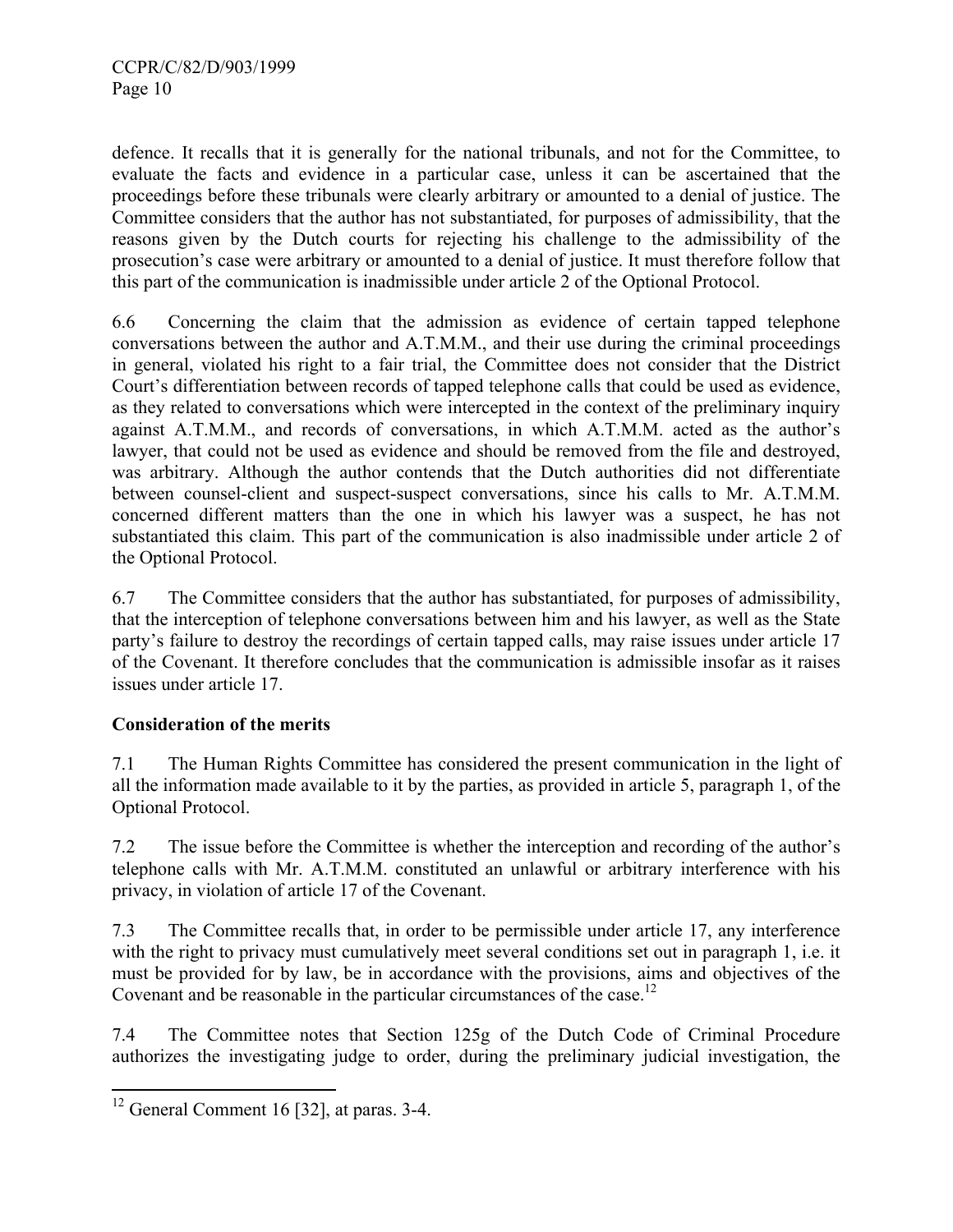defence. It recalls that it is generally for the national tribunals, and not for the Committee, to evaluate the facts and evidence in a particular case, unless it can be ascertained that the proceedings before these tribunals were clearly arbitrary or amounted to a denial of justice. The Committee considers that the author has not substantiated, for purposes of admissibility, that the reasons given by the Dutch courts for rejecting his challenge to the admissibility of the prosecution's case were arbitrary or amounted to a denial of justice. It must therefore follow that this part of the communication is inadmissible under article 2 of the Optional Protocol.

6.6 Concerning the claim that the admission as evidence of certain tapped telephone conversations between the author and A.T.M.M., and their use during the criminal proceedings in general, violated his right to a fair trial, the Committee does not consider that the District Court's differentiation between records of tapped telephone calls that could be used as evidence, as they related to conversations which were intercepted in the context of the preliminary inquiry against A.T.M.M., and records of conversations, in which A.T.M.M. acted as the author's lawyer, that could not be used as evidence and should be removed from the file and destroyed, was arbitrary. Although the author contends that the Dutch authorities did not differentiate between counsel-client and suspect-suspect conversations, since his calls to Mr. A.T.M.M. concerned different matters than the one in which his lawyer was a suspect, he has not substantiated this claim. This part of the communication is also inadmissible under article 2 of the Optional Protocol.

6.7 The Committee considers that the author has substantiated, for purposes of admissibility, that the interception of telephone conversations between him and his lawyer, as well as the State party's failure to destroy the recordings of certain tapped calls, may raise issues under article 17 of the Covenant. It therefore concludes that the communication is admissible insofar as it raises issues under article 17.

**Consideration of the merits**

7.1 The Human Rights Committee has considered the present communication in the light of all the information made available to it by the parties, as provided in article 5, paragraph 1, of the Optional Protocol.

7.2 The issue before the Committee is whether the interception and recording of the author's telephone calls with Mr. A.T.M.M. constituted an unlawful or arbitrary interference with his privacy, in violation of article 17 of the Covenant.

7.3 The Committee recalls that, in order to be permissible under article 17, any interference with the right to privacy must cumulatively meet several conditions set out in paragraph 1, i.e. it must be provided for by law, be in accordance with the provisions, aims and objectives of the Covenant and be reasonable in the particular circumstances of the case.[12]

7.4 The Committee notes that Section 125g of the Dutch Code of Criminal Procedure authorizes the investigating judge to order, during the preliminary judicial investigation, the

---

[12] General Comment 16 [32], at paras. 3-4.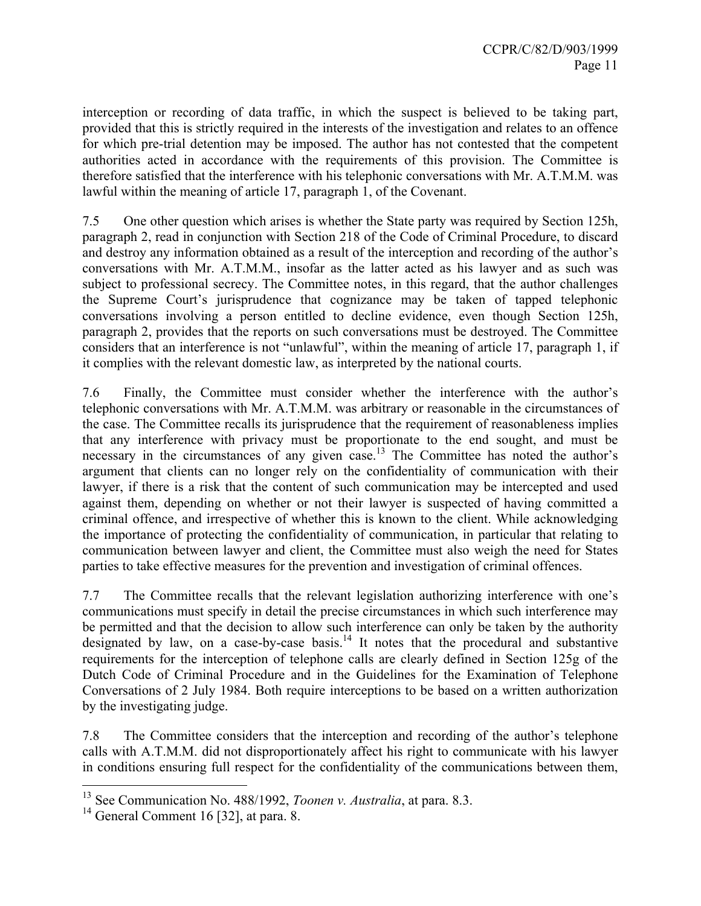interception or recording of data traffic, in which the suspect is believed to be taking part, provided that this is strictly required in the interests of the investigation and relates to an offence for which pre-trial detention may be imposed. The author has not contested that the competent authorities acted in accordance with the requirements of this provision. The Committee is therefore satisfied that the interference with his telephonic conversations with Mr. A.T.M.M. was lawful within the meaning of article 17, paragraph 1, of the Covenant.

7.5 One other question which arises is whether the State party was required by Section 125h, paragraph 2, read in conjunction with Section 218 of the Code of Criminal Procedure, to discard and destroy any information obtained as a result of the interception and recording of the author's conversations with Mr. A.T.M.M., insofar as the latter acted as his lawyer and as such was subject to professional secrecy. The Committee notes, in this regard, that the author challenges the Supreme Court's jurisprudence that cognizance may be taken of tapped telephonic conversations involving a person entitled to decline evidence, even though Section 125h, paragraph 2, provides that the reports on such conversations must be destroyed. The Committee considers that an interference is not "unlawful", within the meaning of article 17, paragraph 1, if it complies with the relevant domestic law, as interpreted by the national courts.

7.6 Finally, the Committee must consider whether the interference with the author's telephonic conversations with Mr. A.T.M.M. was arbitrary or reasonable in the circumstances of the case. The Committee recalls its jurisprudence that the requirement of reasonableness implies that any interference with privacy must be proportionate to the end sought, and must be necessary in the circumstances of any given case.[13] The Committee has noted the author's argument that clients can no longer rely on the confidentiality of communication with their lawyer, if there is a risk that the content of such communication may be intercepted and used against them, depending on whether or not their lawyer is suspected of having committed a criminal offence, and irrespective of whether this is known to the client. While acknowledging the importance of protecting the confidentiality of communication, in particular that relating to communication between lawyer and client, the Committee must also weigh the need for States parties to take effective measures for the prevention and investigation of criminal offences.

7.7 The Committee recalls that the relevant legislation authorizing interference with one's communications must specify in detail the precise circumstances in which such interference may be permitted and that the decision to allow such interference can only be taken by the authority designated by law, on a case-by-case basis.[14] It notes that the procedural and substantive requirements for the interception of telephone calls are clearly defined in Section 125g of the Dutch Code of Criminal Procedure and in the Guidelines for the Examination of Telephone Conversations of 2 July 1984. Both require interceptions to be based on a written authorization by the investigating judge.

7.8 The Committee considers that the interception and recording of the author's telephone calls with A.T.M.M. did not disproportionately affect his right to communicate with his lawyer in conditions ensuring full respect for the confidentiality of the communications between them,

---

[13] See Communication No. 488/1992, *Toonen v. Australia*, at para. 8.3.

[14] General Comment 16 [32], at para. 8.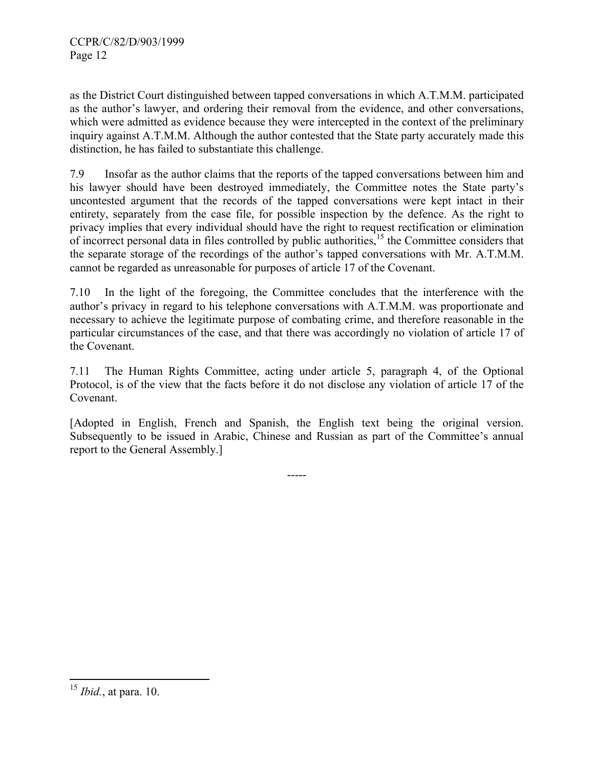as the District Court distinguished between tapped conversations in which A.T.M.M. participated as the author's lawyer, and ordering their removal from the evidence, and other conversations, which were admitted as evidence because they were intercepted in the context of the preliminary inquiry against A.T.M.M. Although the author contested that the State party accurately made this distinction, he has failed to substantiate this challenge.

7.9 Insofar as the author claims that the reports of the tapped conversations between him and his lawyer should have been destroyed immediately, the Committee notes the State party's uncontested argument that the records of the tapped conversations were kept intact in their entirety, separately from the case file, for possible inspection by the defence. As the right to privacy implies that every individual should have the right to request rectification or elimination of incorrect personal data in files controlled by public authorities,[15] the Committee considers that the separate storage of the recordings of the author's tapped conversations with Mr. A.T.M.M. cannot be regarded as unreasonable for purposes of article 17 of the Covenant.

7.10 In the light of the foregoing, the Committee concludes that the interference with the author's privacy in regard to his telephone conversations with A.T.M.M. was proportionate and necessary to achieve the legitimate purpose of combating crime, and therefore reasonable in the particular circumstances of the case, and that there was accordingly no violation of article 17 of the Covenant.

7.11 The Human Rights Committee, acting under article 5, paragraph 4, of the Optional Protocol, is of the view that the facts before it do not disclose any violation of article 17 of the Covenant.

[Adopted in English, French and Spanish, the English text being the original version. Subsequently to be issued in Arabic, Chinese and Russian as part of the Committee's annual report to the General Assembly.]

-----

[15] *Ibid.*, at para. 10.